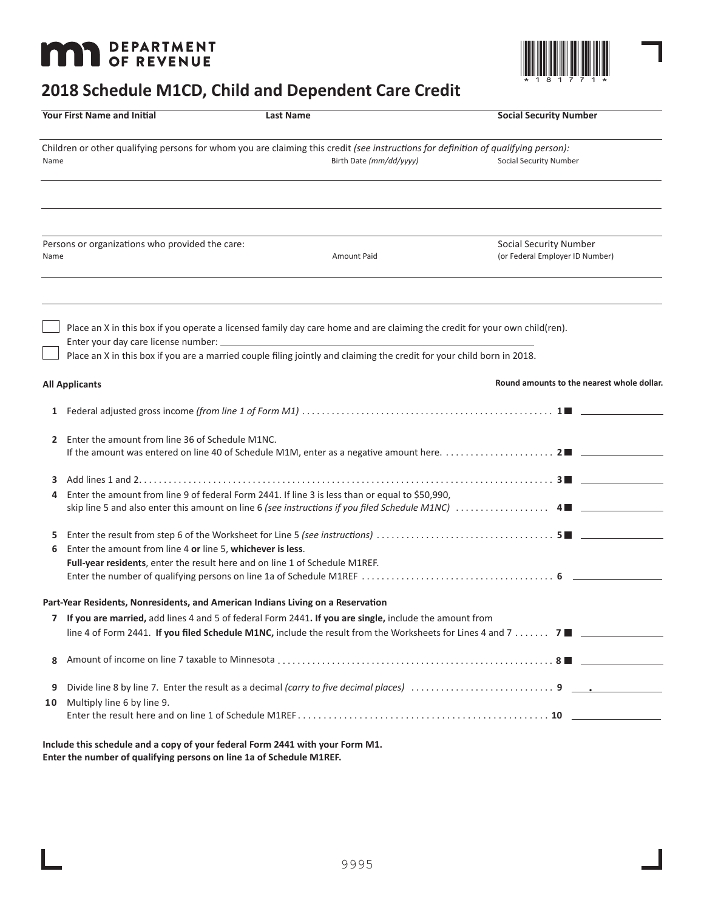MN DEPARTMENT OF REVENUE

# 2018 Schedule M1CD, Child and Dependent Care Credit

| Your First Name and Initial | Last Name | Social Security Number |
|---|---|---|
| | | |

Children or other qualifying persons for whom you are claiming this credit *(see instructions for definition of qualifying person)*:

| Name | Birth Date *(mm/dd/yyyy)* | Social Security Number |
|---|---|---|
| | | |
| | | |

Persons or organizations who provided the care:

| Name | Amount Paid | Social Security Number (or Federal Employer ID Number) |
|---|---|---|
| | | |
| | | |

☐ Place an X in this box if you operate a licensed family day care home and are claiming the credit for your own child(ren).
Enter your day care license number: ____________________

☐ Place an X in this box if you are a married couple filing jointly and claiming the credit for your child born in 2018.

**All Applicants** — **Round amounts to the nearest whole dollar.**

1 Federal adjusted gross income *(from line 1 of Form M1)* .......... 1 ____

2 Enter the amount from line 36 of Schedule M1NC. If the amount was entered on line 40 of Schedule M1M, enter as a negative amount here. .......... 2 ____

3 Add lines 1 and 2 .......... 3 ____

4 Enter the amount from line 9 of federal Form 2441. If line 3 is less than or equal to $50,990, skip line 5 and also enter this amount on line 6 *(see instructions if you filed Schedule M1NC)* .......... 4 ____

5 Enter the result from step 6 of the Worksheet for Line 5 *(see instructions)* .......... 5 ____

6 Enter the amount from line 4 **or** line 5, **whichever is less**.
**Full-year residents**, enter the result here and on line 1 of Schedule M1REF.
Enter the number of qualifying persons on line 1a of Schedule M1REF .......... 6 ____

**Part-Year Residents, Nonresidents, and American Indians Living on a Reservation**

7 **If you are married,** add lines 4 and 5 of federal Form 2441**. If you are single,** include the amount from line 4 of Form 2441. **If you filed Schedule M1NC,** include the result from the Worksheets for Lines 4 and 7 .......... 7 ____

8 Amount of income on line 7 taxable to Minnesota .......... 8 ____

9 Divide line 8 by line 7. Enter the result as a decimal *(carry to five decimal places)* .......... 9 ____ . ____

10 Multiply line 6 by line 9.
Enter the result here and on line 1 of Schedule M1REF .......... 10 ____

**Include this schedule and a copy of your federal Form 2441 with your Form M1.**
**Enter the number of qualifying persons on line 1a of Schedule M1REF.**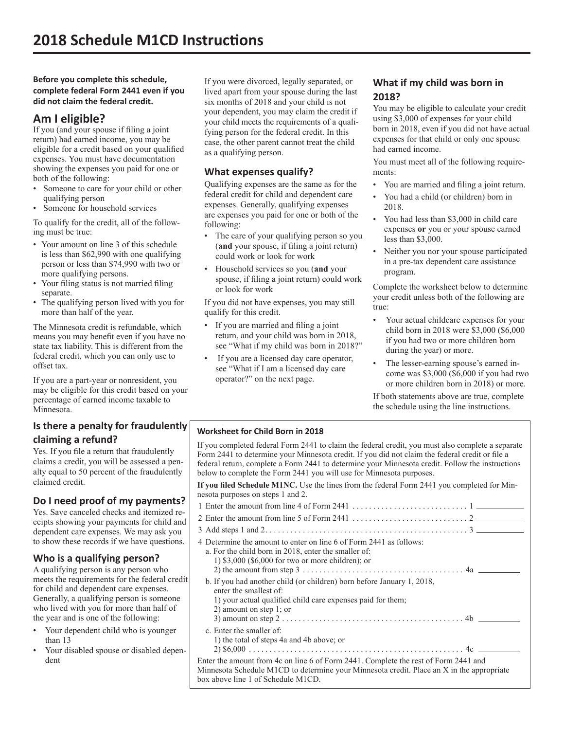# 2018 Schedule M1CD Instructions

**Before you complete this schedule, complete federal Form 2441 even if you did not claim the federal credit.**

## Am I eligible?

If you (and your spouse if filing a joint return) had earned income, you may be eligible for a credit based on your qualified expenses. You must have documentation showing the expenses you paid for one or both of the following:

- Someone to care for your child or other qualifying person
- Someone for household services

To qualify for the credit, all of the following must be true:

- Your amount on line 3 of this schedule is less than $62,990 with one qualifying person or less than $74,990 with two or more qualifying persons.
- Your filing status is not married filing separate.
- The qualifying person lived with you for more than half of the year.

The Minnesota credit is refundable, which means you may benefit even if you have no state tax liability. This is different from the federal credit, which you can only use to offset tax.

If you are a part-year or nonresident, you may be eligible for this credit based on your percentage of earned income taxable to Minnesota.

## Is there a penalty for fraudulently claiming a refund?

Yes. If you file a return that fraudulently claims a credit, you will be assessed a penalty equal to 50 percent of the fraudulently claimed credit.

## Do I need proof of my payments?

Yes. Save canceled checks and itemized receipts showing your payments for child and dependent care expenses. We may ask you to show these records if we have questions.

## Who is a qualifying person?

A qualifying person is any person who meets the requirements for the federal credit for child and dependent care expenses. Generally, a qualifying person is someone who lived with you for more than half of the year and is one of the following:

- Your dependent child who is younger than 13
- Your disabled spouse or disabled dependent

If you were divorced, legally separated, or lived apart from your spouse during the last six months of 2018 and your child is not your dependent, you may claim the credit if your child meets the requirements of a qualifying person for the federal credit. In this case, the other parent cannot treat the child as a qualifying person.

## What expenses qualify?

Qualifying expenses are the same as for the federal credit for child and dependent care expenses. Generally, qualifying expenses are expenses you paid for one or both of the following:

- The care of your qualifying person so you (**and** your spouse, if filing a joint return) could work or look for work
- Household services so you (**and** your spouse, if filing a joint return) could work or look for work

If you did not have expenses, you may still qualify for this credit.

- If you are married and filing a joint return, and your child was born in 2018, see "What if my child was born in 2018?"
- If you are a licensed day care operator, see "What if I am a licensed day care operator?" on the next page.

## What if my child was born in 2018?

You may be eligible to calculate your credit using $3,000 of expenses for your child born in 2018, even if you did not have actual expenses for that child or only one spouse had earned income.

You must meet all of the following requirements:

- You are married and filing a joint return.
- You had a child (or children) born in 2018.
- You had less than $3,000 in child care expenses **or** you or your spouse earned less than $3,000.
- Neither you nor your spouse participated in a pre-tax dependent care assistance program.

Complete the worksheet below to determine your credit unless both of the following are true:

- Your actual childcare expenses for your child born in 2018 were $3,000 ($6,000 if you had two or more children born during the year) or more.
- The lesser-earning spouse's earned income was $3,000 ($6,000 if you had two or more children born in 2018) or more.

If both statements above are true, complete the schedule using the line instructions.

### Worksheet for Child Born in 2018

If you completed federal Form 2441 to claim the federal credit, you must also complete a separate Form 2441 to determine your Minnesota credit. If you did not claim the federal credit or file a federal return, complete a Form 2441 to determine your Minnesota credit. Follow the instructions below to complete the Form 2441 you will use for Minnesota purposes.

**If you filed Schedule M1NC.** Use the lines from the federal Form 2441 you completed for Minnesota purposes on steps 1 and 2.

1 Enter the amount from line 4 of Form 2441 . . . . . . . . . . . . . . . . . . . . . . . . . . . . 1 \_\_\_\_\_\_\_\_\_\_

2 Enter the amount from line 5 of Form 2441 . . . . . . . . . . . . . . . . . . . . . . . . . . . . 2 \_\_\_\_\_\_\_\_\_\_

3 Add steps 1 and 2 . . . . . . . . . . . . . . . . . . . . . . . . . . . . . . . . . . . . . . . . . . . . . . . . . 3 \_\_\_\_\_\_\_\_\_\_

4 Determine the amount to enter on line 6 of Form 2441 as follows:

a. For the child born in 2018, enter the smaller of:
1) $3,000 ($6,000 for two or more children); or
2) the amount from step 3 . . . . . . . . . . . . . . . . . . . . . . . . . . . . . . . . . . . . . . 4a \_\_\_\_\_\_\_\_\_\_

b. If you had another child (or children) born before January 1, 2018, enter the smallest of:
1) your actual qualified child care expenses paid for them;
2) amount on step 1; or
3) amount on step 2 . . . . . . . . . . . . . . . . . . . . . . . . . . . . . . . . . . . . . . . . . . . 4b \_\_\_\_\_\_\_\_\_\_

c. Enter the smaller of:
1) the total of steps 4a and 4b above; or
2) $6,000 . . . . . . . . . . . . . . . . . . . . . . . . . . . . . . . . . . . . . . . . . . . . . . . . . . . 4c \_\_\_\_\_\_\_\_\_\_

Enter the amount from 4c on line 6 of Form 2441. Complete the rest of Form 2441 and Minnesota Schedule M1CD to determine your Minnesota credit. Place an X in the appropriate box above line 1 of Schedule M1CD.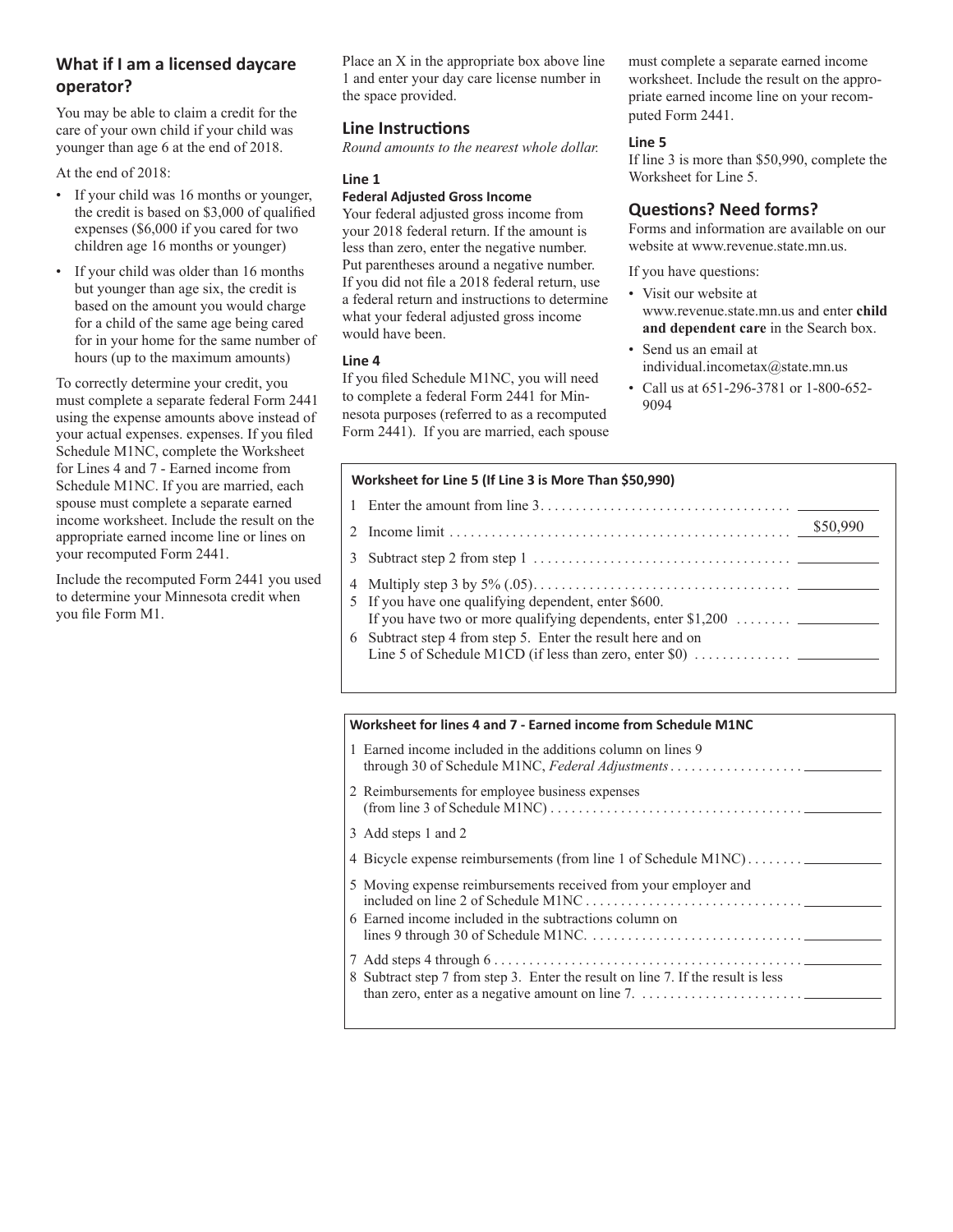## What if I am a licensed daycare operator?

You may be able to claim a credit for the care of your own child if your child was younger than age 6 at the end of 2018.

At the end of 2018:

- If your child was 16 months or younger, the credit is based on $3,000 of qualified expenses ($6,000 if you cared for two children age 16 months or younger)
- If your child was older than 16 months but younger than age six, the credit is based on the amount you would charge for a child of the same age being cared for in your home for the same number of hours (up to the maximum amounts)

To correctly determine your credit, you must complete a separate federal Form 2441 using the expense amounts above instead of your actual expenses. expenses. If you filed Schedule M1NC, complete the Worksheet for Lines 4 and 7 - Earned income from Schedule M1NC. If you are married, each spouse must complete a separate earned income worksheet. Include the result on the appropriate earned income line or lines on your recomputed Form 2441.

Include the recomputed Form 2441 you used to determine your Minnesota credit when you file Form M1.

Place an X in the appropriate box above line 1 and enter your day care license number in the space provided.

## Line Instructions

*Round amounts to the nearest whole dollar.*

### Line 1

**Federal Adjusted Gross Income**

Your federal adjusted gross income from your 2018 federal return. If the amount is less than zero, enter the negative number. Put parentheses around a negative number. If you did not file a 2018 federal return, use a federal return and instructions to determine what your federal adjusted gross income would have been.

### Line 4

If you filed Schedule M1NC, you will need to complete a federal Form 2441 for Minnesota purposes (referred to as a recomputed Form 2441). If you are married, each spouse must complete a separate earned income worksheet. Include the result on the appropriate earned income line on your recomputed Form 2441.

### Line 5

If line 3 is more than $50,990, complete the Worksheet for Line 5.

## Questions? Need forms?

Forms and information are available on our website at www.revenue.state.mn.us.

If you have questions:

- Visit our website at www.revenue.state.mn.us and enter **child and dependent care** in the Search box.
- Send us an email at individual.incometax@state.mn.us
- Call us at 651-296-3781 or 1-800-652-9094

**Worksheet for Line 5 (If Line 3 is More Than $50,990)**

1 Enter the amount from line 3. . . . . . . . . . . . . . . . . . . . . . . . . . . . . . . . . . . . ________

2 Income limit . . . . . . . . . . . . . . . . . . . . . . . . . . . . . . . . . . . . . . . . . . . . . . . . $50,990

3 Subtract step 2 from step 1 . . . . . . . . . . . . . . . . . . . . . . . . . . . . . . . . . . . . ________

4 Multiply step 3 by 5% (.05). . . . . . . . . . . . . . . . . . . . . . . . . . . . . . . . . . . . ________

5 If you have one qualifying dependent, enter $600.
If you have two or more qualifying dependents, enter $1,200 . . . . . . . . ________

6 Subtract step 4 from step 5. Enter the result here and on
Line 5 of Schedule M1CD (if less than zero, enter $0) . . . . . . . . . . . . . ________

**Worksheet for lines 4 and 7 - Earned income from Schedule M1NC**

1 Earned income included in the additions column on lines 9 through 30 of Schedule M1NC, *Federal Adjustments* . . . . . . . . . . . . . . . . . . ________

2 Reimbursements for employee business expenses (from line 3 of Schedule M1NC) . . . . . . . . . . . . . . . . . . . . . . . . . . . . . . . . . . . ________

3 Add steps 1 and 2

4 Bicycle expense reimbursements (from line 1 of Schedule M1NC) . . . . . . . . ________

5 Moving expense reimbursements received from your employer and included on line 2 of Schedule M1NC . . . . . . . . . . . . . . . . . . . . . . . . . . . . . . ________

6 Earned income included in the subtractions column on lines 9 through 30 of Schedule M1NC. . . . . . . . . . . . . . . . . . . . . . . . . . . . . . ________

7 Add steps 4 through 6 . . . . . . . . . . . . . . . . . . . . . . . . . . . . . . . . . . . . . . . . . . ________

8 Subtract step 7 from step 3. Enter the result on line 7. If the result is less than zero, enter as a negative amount on line 7. . . . . . . . . . . . . . . . . . . . . . . ________